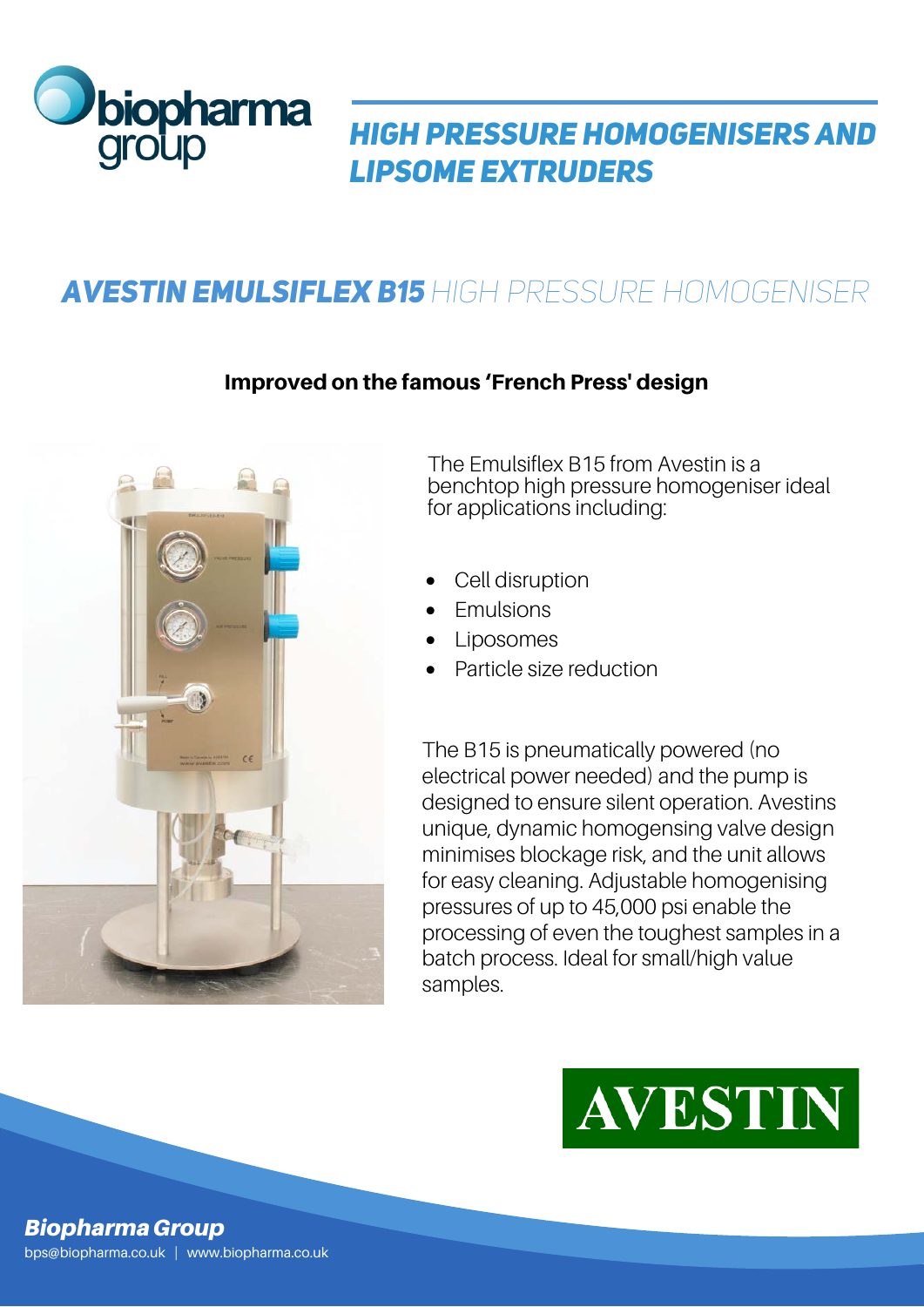biopharma group

# HIGH PRESSURE HOMOGENISERS AND LIPSOME EXTRUDERS

## AVESTIN EMULSIFLEX B15 HIGH PRESSURE HOMOGENISER

**Improved on the famous 'French Press' design**

The Emulsiflex B15 from Avestin is a benchtop high pressure homogeniser ideal for applications including:

- Cell disruption
- Emulsions
- Liposomes
- Particle size reduction

The B15 is pneumatically powered (no electrical power needed) and the pump is designed to ensure silent operation. Avestins unique, dynamic homogensing valve design minimises blockage risk, and the unit allows for easy cleaning. Adjustable homogenising pressures of up to 45,000 psi enable the processing of even the toughest samples in a batch process. Ideal for small/high value samples.

AVESTIN

***Biopharma Group***

bps@biopharma.co.uk | www.biopharma.co.uk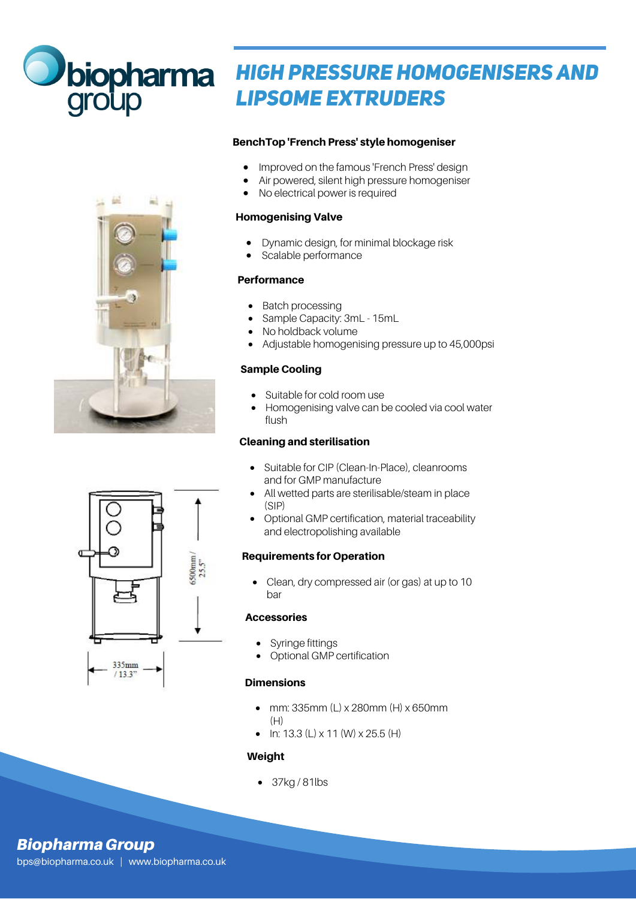# HIGH PRESSURE HOMOGENISERS AND LIPSOME EXTRUDERS

### BenchTop 'French Press' style homogeniser

- Improved on the famous 'French Press' design
- Air powered, silent high pressure homogeniser
- No electrical power is required

### Homogenising Valve

- Dynamic design, for minimal blockage risk
- Scalable performance

### Performance

- Batch processing
- Sample Capacity: 3mL - 15mL
- No holdback volume
- Adjustable homogenising pressure up to 45,000psi

### Sample Cooling

- Suitable for cold room use
- Homogenising valve can be cooled via cool water flush

### Cleaning and sterilisation

- Suitable for CIP (Clean-In-Place), cleanrooms and for GMP manufacture
- All wetted parts are sterilisable/steam in place (SIP)
- Optional GMP certification, material traceability and electropolishing available

### Requirements for Operation

- Clean, dry compressed air (or gas) at up to 10 bar

### Accessories

- Syringe fittings
- Optional GMP certification

### Dimensions

- mm: 335mm (L) x 280mm (H) x 650mm (H)
- In: 13.3 (L) x 11 (W) x 25.5 (H)

### Weight

- 37kg / 81lbs

6500mm / 25.5"

335mm / 13.3"

**Biopharma Group**

bps@biopharma.co.uk | www.biopharma.co.uk